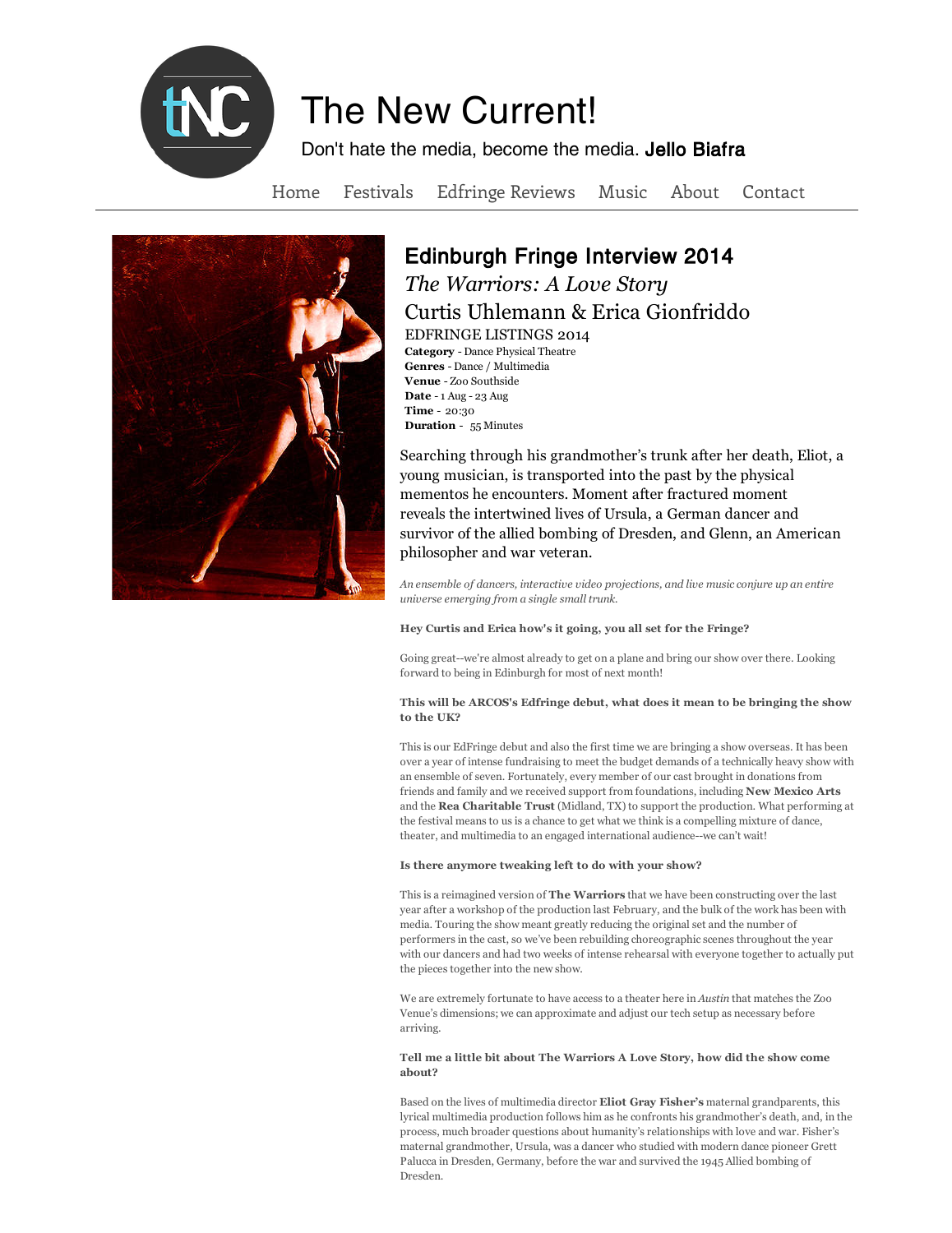# The New Current!

Don't hate the media, become the media. **Jello Biafra**

Home Festivals Edfringe Reviews Music About Contact

## Edinburgh Fringe Interview 2014

### *The Warriors: A Love Story*

### Curtis Uhlemann & Erica Gionfriddo

EDFRINGE LISTINGS 2014

**Category** - Dance Physical Theatre
**Genres** - Dance / Multimedia
**Venue** - Zoo Southside
**Date** - 1 Aug - 23 Aug
**Time** - 20:30
**Duration** - 55 Minutes

Searching through his grandmother's trunk after her death, Eliot, a young musician, is transported into the past by the physical mementos he encounters. Moment after fractured moment reveals the intertwined lives of Ursula, a German dancer and survivor of the allied bombing of Dresden, and Glenn, an American philosopher and war veteran.

*An ensemble of dancers, interactive video projections, and live music conjure up an entire universe emerging from a single small trunk.*

**Hey Curtis and Erica how's it going, you all set for the Fringe?**

Going great--we're almost already to get on a plane and bring our show over there. Looking forward to being in Edinburgh for most of next month!

**This will be ARCOS's Edfringe debut, what does it mean to be bringing the show to the UK?**

This is our EdFringe debut and also the first time we are bringing a show overseas. It has been over a year of intense fundraising to meet the budget demands of a technically heavy show with an ensemble of seven. Fortunately, every member of our cast brought in donations from friends and family and we received support from foundations, including **New Mexico Arts** and the **Rea Charitable Trust** (Midland, TX) to support the production. What performing at the festival means to us is a chance to get what we think is a compelling mixture of dance, theater, and multimedia to an engaged international audience--we can't wait!

**Is there anymore tweaking left to do with your show?**

This is a reimagined version of **The Warriors** that we have been constructing over the last year after a workshop of the production last February, and the bulk of the work has been with media. Touring the show meant greatly reducing the original set and the number of performers in the cast, so we've been rebuilding choreographic scenes throughout the year with our dancers and had two weeks of intense rehearsal with everyone together to actually put the pieces together into the new show.

We are extremely fortunate to have access to a theater here in *Austin* that matches the Zoo Venue's dimensions; we can approximate and adjust our tech setup as necessary before arriving.

**Tell me a little bit about The Warriors A Love Story, how did the show come about?**

Based on the lives of multimedia director **Eliot Gray Fisher's** maternal grandparents, this lyrical multimedia production follows him as he confronts his grandmother's death, and, in the process, much broader questions about humanity's relationships with love and war. Fisher's maternal grandmother, Ursula, was a dancer who studied with modern dance pioneer Grett Palucca in Dresden, Germany, before the war and survived the 1945 Allied bombing of Dresden.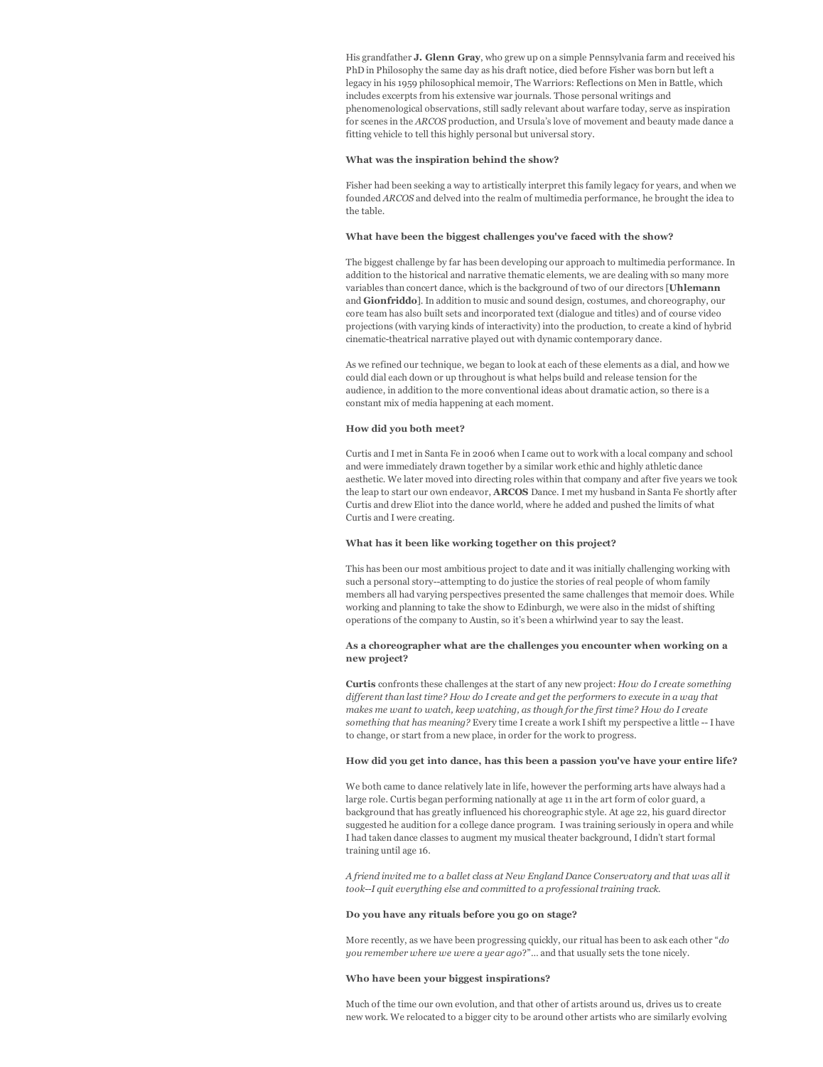His grandfather **J. Glenn Gray**, who grew up on a simple Pennsylvania farm and received his PhD in Philosophy the same day as his draft notice, died before Fisher was born but left a legacy in his 1959 philosophical memoir, The Warriors: Reflections on Men in Battle, which includes excerpts from his extensive war journals. Those personal writings and phenomenological observations, still sadly relevant about warfare today, serve as inspiration for scenes in the *ARCOS* production, and Ursula's love of movement and beauty made dance a fitting vehicle to tell this highly personal but universal story.

**What was the inspiration behind the show?**

Fisher had been seeking a way to artistically interpret this family legacy for years, and when we founded *ARCOS* and delved into the realm of multimedia performance, he brought the idea to the table.

**What have been the biggest challenges you've faced with the show?**

The biggest challenge by far has been developing our approach to multimedia performance. In addition to the historical and narrative thematic elements, we are dealing with so many more variables than concert dance, which is the background of two of our directors [**Uhlemann** and **Gionfriddo**]. In addition to music and sound design, costumes, and choreography, our core team has also built sets and incorporated text (dialogue and titles) and of course video projections (with varying kinds of interactivity) into the production, to create a kind of hybrid cinematic-theatrical narrative played out with dynamic contemporary dance.

As we refined our technique, we began to look at each of these elements as a dial, and how we could dial each down or up throughout is what helps build and release tension for the audience, in addition to the more conventional ideas about dramatic action, so there is a constant mix of media happening at each moment.

**How did you both meet?**

Curtis and I met in Santa Fe in 2006 when I came out to work with a local company and school and were immediately drawn together by a similar work ethic and highly athletic dance aesthetic. We later moved into directing roles within that company and after five years we took the leap to start our own endeavor, **ARCOS** Dance. I met my husband in Santa Fe shortly after Curtis and drew Eliot into the dance world, where he added and pushed the limits of what Curtis and I were creating.

**What has it been like working together on this project?**

This has been our most ambitious project to date and it was initially challenging working with such a personal story--attempting to do justice the stories of real people of whom family members all had varying perspectives presented the same challenges that memoir does. While working and planning to take the show to Edinburgh, we were also in the midst of shifting operations of the company to Austin, so it's been a whirlwind year to say the least.

**As a choreographer what are the challenges you encounter when working on a new project?**

**Curtis** confronts these challenges at the start of any new project: *How do I create something different than last time? How do I create and get the performers to execute in a way that makes me want to watch, keep watching, as though for the first time? How do I create something that has meaning?* Every time I create a work I shift my perspective a little -- I have to change, or start from a new place, in order for the work to progress.

**How did you get into dance, has this been a passion you've have your entire life?**

We both came to dance relatively late in life, however the performing arts have always had a large role. Curtis began performing nationally at age 11 in the art form of color guard, a background that has greatly influenced his choreographic style. At age 22, his guard director suggested he audition for a college dance program. I was training seriously in opera and while I had taken dance classes to augment my musical theater background, I didn't start formal training until age 16.

*A friend invited me to a ballet class at New England Dance Conservatory and that was all it took--I quit everything else and committed to a professional training track.*

**Do you have any rituals before you go on stage?**

More recently, as we have been progressing quickly, our ritual has been to ask each other "*do you remember where we were a year ago?*"... and that usually sets the tone nicely.

**Who have been your biggest inspirations?**

Much of the time our own evolution, and that other of artists around us, drives us to create new work. We relocated to a bigger city to be around other artists who are similarly evolving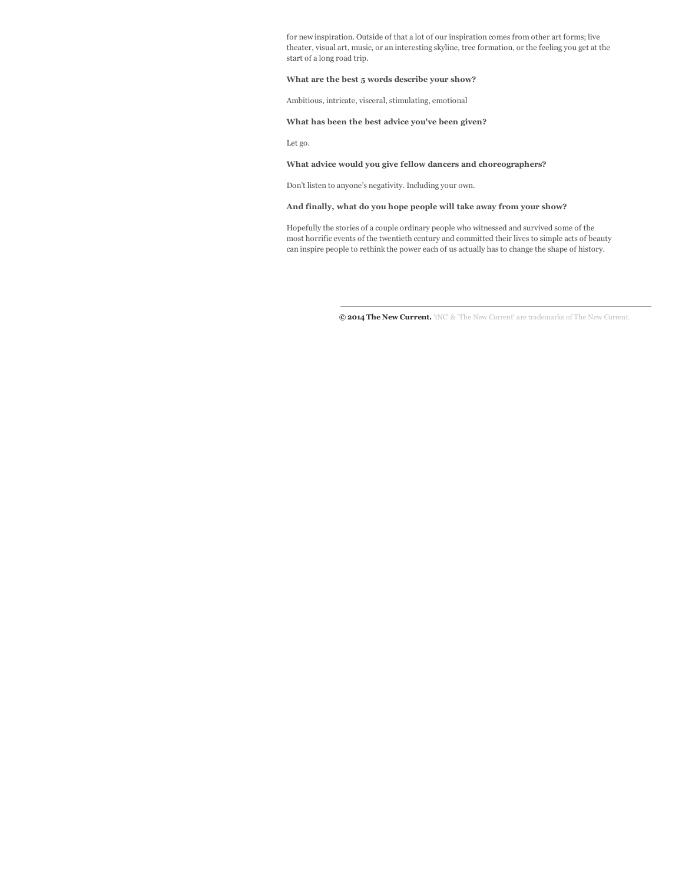for new inspiration. Outside of that a lot of our inspiration comes from other art forms; live theater, visual art, music, or an interesting skyline, tree formation, or the feeling you get at the start of a long road trip.

**What are the best 5 words describe your show?**

Ambitious, intricate, visceral, stimulating, emotional

**What has been the best advice you've been given?**

Let go.

**What advice would you give fellow dancers and choreographers?**

Don't listen to anyone's negativity. Including your own.

**And finally, what do you hope people will take away from your show?**

Hopefully the stories of a couple ordinary people who witnessed and survived some of the most horrific events of the twentieth century and committed their lives to simple acts of beauty can inspire people to rethink the power each of us actually has to change the shape of history.

---

**© 2014 The New Current.** 'tNC' & 'The New Current' are trademarks of The New Current.